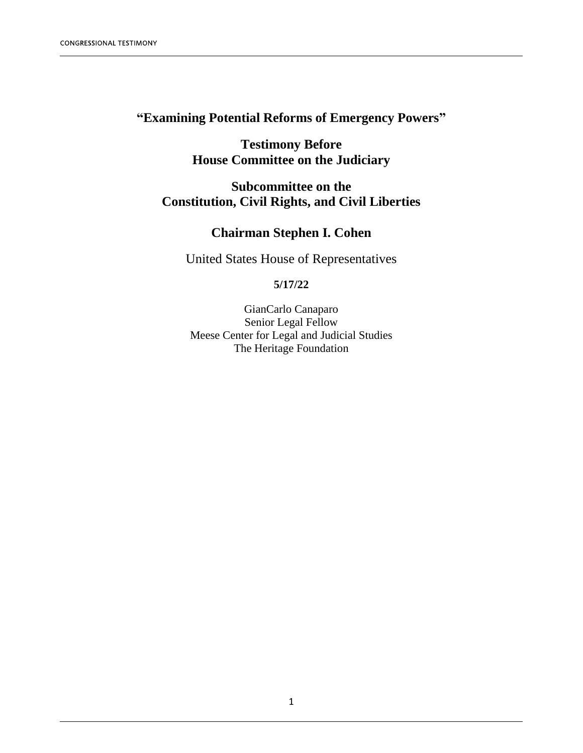# "Examining Potential Reforms of Emergency Powers"

## Testimony Before House Committee on the Judiciary

## Subcommittee on the Constitution, Civil Rights, and Civil Liberties

## Chairman Stephen I. Cohen

United States House of Representatives

**5/17/22**

GianCarlo Canaparo
Senior Legal Fellow
Meese Center for Legal and Judicial Studies
The Heritage Foundation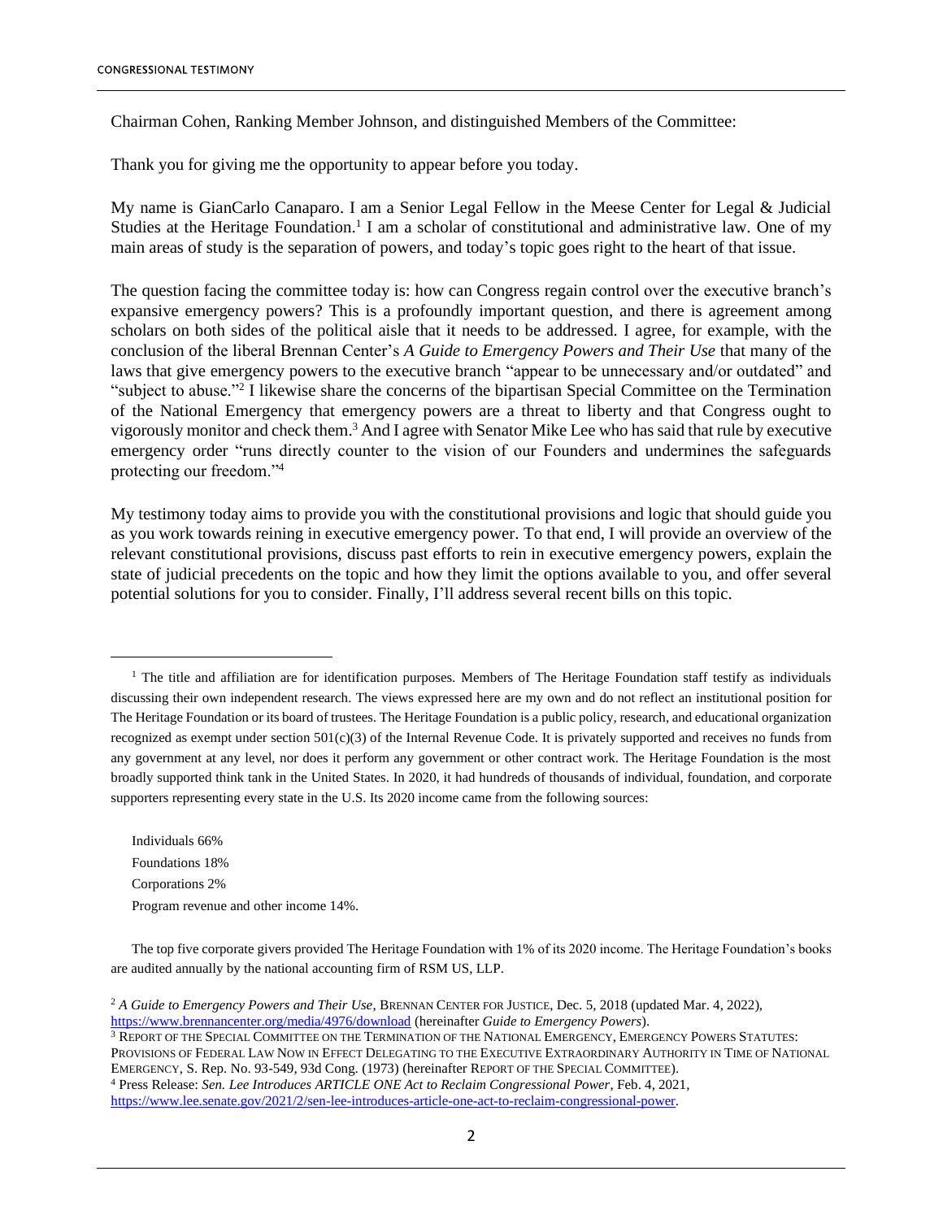Chairman Cohen, Ranking Member Johnson, and distinguished Members of the Committee:

Thank you for giving me the opportunity to appear before you today.

My name is GianCarlo Canaparo. I am a Senior Legal Fellow in the Meese Center for Legal & Judicial Studies at the Heritage Foundation.[1] I am a scholar of constitutional and administrative law. One of my main areas of study is the separation of powers, and today's topic goes right to the heart of that issue.

The question facing the committee today is: how can Congress regain control over the executive branch's expansive emergency powers? This is a profoundly important question, and there is agreement among scholars on both sides of the political aisle that it needs to be addressed. I agree, for example, with the conclusion of the liberal Brennan Center's *A Guide to Emergency Powers and Their Use* that many of the laws that give emergency powers to the executive branch "appear to be unnecessary and/or outdated" and "subject to abuse."[2] I likewise share the concerns of the bipartisan Special Committee on the Termination of the National Emergency that emergency powers are a threat to liberty and that Congress ought to vigorously monitor and check them.[3] And I agree with Senator Mike Lee who has said that rule by executive emergency order "runs directly counter to the vision of our Founders and undermines the safeguards protecting our freedom."[4]

My testimony today aims to provide you with the constitutional provisions and logic that should guide you as you work towards reining in executive emergency power. To that end, I will provide an overview of the relevant constitutional provisions, discuss past efforts to rein in executive emergency powers, explain the state of judicial precedents on the topic and how they limit the options available to you, and offer several potential solutions for you to consider. Finally, I'll address several recent bills on this topic.

---

[1] The title and affiliation are for identification purposes. Members of The Heritage Foundation staff testify as individuals discussing their own independent research. The views expressed here are my own and do not reflect an institutional position for The Heritage Foundation or its board of trustees. The Heritage Foundation is a public policy, research, and educational organization recognized as exempt under section 501(c)(3) of the Internal Revenue Code. It is privately supported and receives no funds from any government at any level, nor does it perform any government or other contract work. The Heritage Foundation is the most broadly supported think tank in the United States. In 2020, it had hundreds of thousands of individual, foundation, and corporate supporters representing every state in the U.S. Its 2020 income came from the following sources:

Individuals 66%
Foundations 18%
Corporations 2%
Program revenue and other income 14%.

The top five corporate givers provided The Heritage Foundation with 1% of its 2020 income. The Heritage Foundation's books are audited annually by the national accounting firm of RSM US, LLP.

[2] *A Guide to Emergency Powers and Their Use*, BRENNAN CENTER FOR JUSTICE, Dec. 5, 2018 (updated Mar. 4, 2022), https://www.brennancenter.org/media/4976/download (hereinafter *Guide to Emergency Powers*).

[3] REPORT OF THE SPECIAL COMMITTEE ON THE TERMINATION OF THE NATIONAL EMERGENCY, EMERGENCY POWERS STATUTES: PROVISIONS OF FEDERAL LAW NOW IN EFFECT DELEGATING TO THE EXECUTIVE EXTRAORDINARY AUTHORITY IN TIME OF NATIONAL EMERGENCY, S. Rep. No. 93-549, 93d Cong. (1973) (hereinafter REPORT OF THE SPECIAL COMMITTEE).

[4] Press Release: *Sen. Lee Introduces ARTICLE ONE Act to Reclaim Congressional Power*, Feb. 4, 2021, https://www.lee.senate.gov/2021/2/sen-lee-introduces-article-one-act-to-reclaim-congressional-power.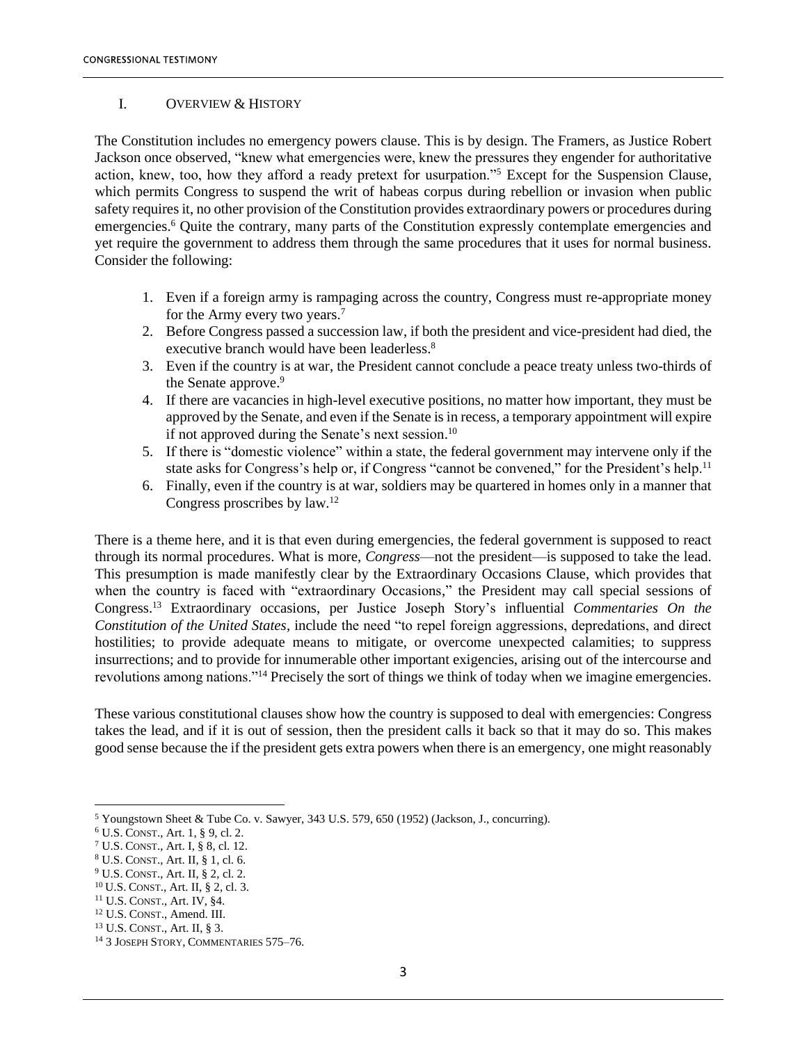## I. OVERVIEW & HISTORY

The Constitution includes no emergency powers clause. This is by design. The Framers, as Justice Robert Jackson once observed, "knew what emergencies were, knew the pressures they engender for authoritative action, knew, too, how they afford a ready pretext for usurpation."[5] Except for the Suspension Clause, which permits Congress to suspend the writ of habeas corpus during rebellion or invasion when public safety requires it, no other provision of the Constitution provides extraordinary powers or procedures during emergencies.[6] Quite the contrary, many parts of the Constitution expressly contemplate emergencies and yet require the government to address them through the same procedures that it uses for normal business. Consider the following:

1. Even if a foreign army is rampaging across the country, Congress must re-appropriate money for the Army every two years.[7]
2. Before Congress passed a succession law, if both the president and vice-president had died, the executive branch would have been leaderless.[8]
3. Even if the country is at war, the President cannot conclude a peace treaty unless two-thirds of the Senate approve.[9]
4. If there are vacancies in high-level executive positions, no matter how important, they must be approved by the Senate, and even if the Senate is in recess, a temporary appointment will expire if not approved during the Senate's next session.[10]
5. If there is "domestic violence" within a state, the federal government may intervene only if the state asks for Congress's help or, if Congress "cannot be convened," for the President's help.[11]
6. Finally, even if the country is at war, soldiers may be quartered in homes only in a manner that Congress proscribes by law.[12]

There is a theme here, and it is that even during emergencies, the federal government is supposed to react through its normal procedures. What is more, *Congress*—not the president—is supposed to take the lead. This presumption is made manifestly clear by the Extraordinary Occasions Clause, which provides that when the country is faced with "extraordinary Occasions," the President may call special sessions of Congress.[13] Extraordinary occasions, per Justice Joseph Story's influential *Commentaries On the Constitution of the United States*, include the need "to repel foreign aggressions, depredations, and direct hostilities; to provide adequate means to mitigate, or overcome unexpected calamities; to suppress insurrections; and to provide for innumerable other important exigencies, arising out of the intercourse and revolutions among nations."[14] Precisely the sort of things we think of today when we imagine emergencies.

These various constitutional clauses show how the country is supposed to deal with emergencies: Congress takes the lead, and if it is out of session, then the president calls it back so that it may do so. This makes good sense because the if the president gets extra powers when there is an emergency, one might reasonably

---

[5] Youngstown Sheet & Tube Co. v. Sawyer, 343 U.S. 579, 650 (1952) (Jackson, J., concurring).

[6] U.S. CONST., Art. 1, § 9, cl. 2.

[7] U.S. CONST., Art. I, § 8, cl. 12.

[8] U.S. CONST., Art. II, § 1, cl. 6.

[9] U.S. CONST., Art. II, § 2, cl. 2.

[10] U.S. CONST., Art. II, § 2, cl. 3.

[11] U.S. CONST., Art. IV, §4.

[12] U.S. CONST., Amend. III.

[13] U.S. CONST., Art. II, § 3.

[14] 3 JOSEPH STORY, COMMENTARIES 575–76.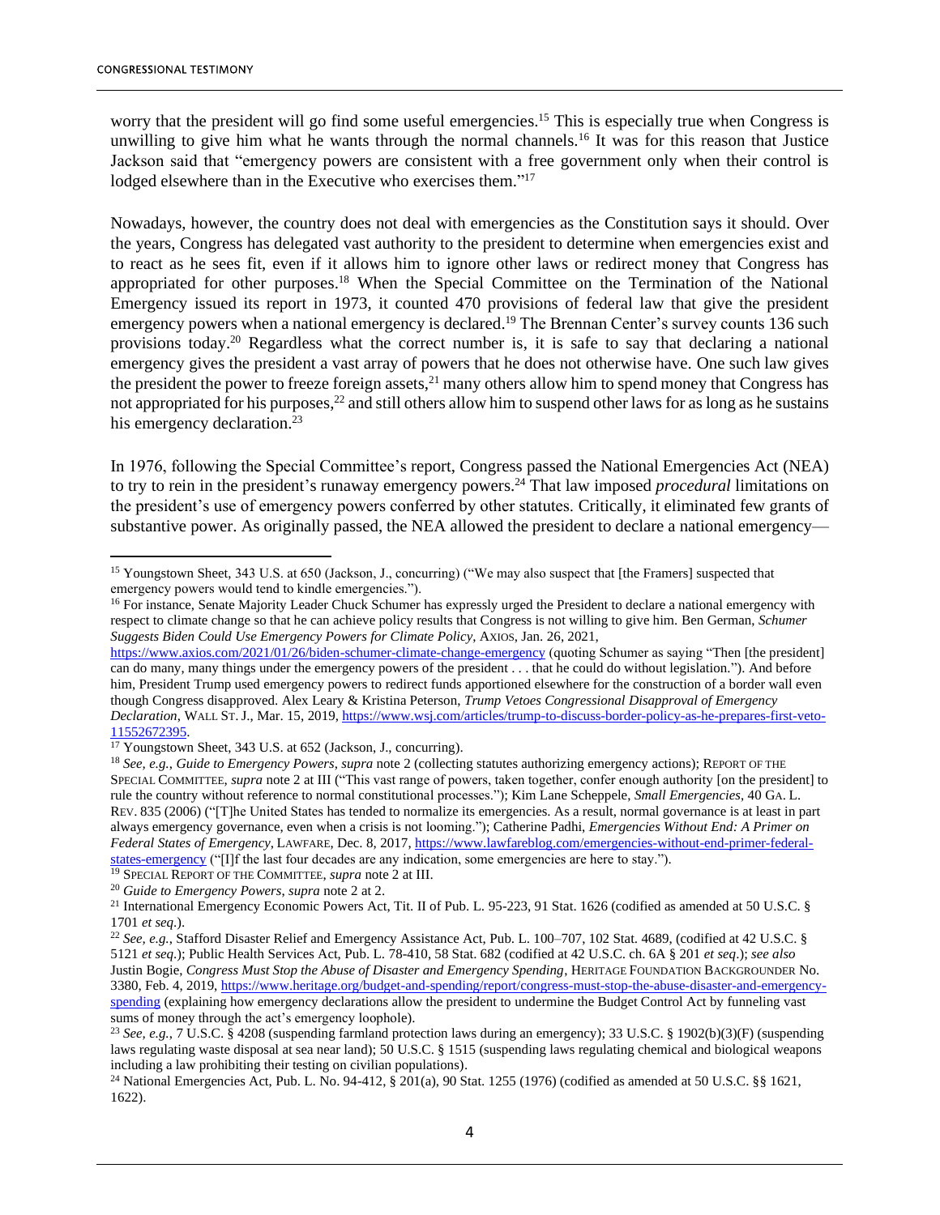worry that the president will go find some useful emergencies.[15] This is especially true when Congress is unwilling to give him what he wants through the normal channels.[16] It was for this reason that Justice Jackson said that "emergency powers are consistent with a free government only when their control is lodged elsewhere than in the Executive who exercises them."[17]

Nowadays, however, the country does not deal with emergencies as the Constitution says it should. Over the years, Congress has delegated vast authority to the president to determine when emergencies exist and to react as he sees fit, even if it allows him to ignore other laws or redirect money that Congress has appropriated for other purposes.[18] When the Special Committee on the Termination of the National Emergency issued its report in 1973, it counted 470 provisions of federal law that give the president emergency powers when a national emergency is declared.[19] The Brennan Center's survey counts 136 such provisions today.[20] Regardless what the correct number is, it is safe to say that declaring a national emergency gives the president a vast array of powers that he does not otherwise have. One such law gives the president the power to freeze foreign assets,[21] many others allow him to spend money that Congress has not appropriated for his purposes,[22] and still others allow him to suspend other laws for as long as he sustains his emergency declaration.[23]

In 1976, following the Special Committee's report, Congress passed the National Emergencies Act (NEA) to try to rein in the president's runaway emergency powers.[24] That law imposed *procedural* limitations on the president's use of emergency powers conferred by other statutes. Critically, it eliminated few grants of substantive power. As originally passed, the NEA allowed the president to declare a national emergency—

---

[15] Youngstown Sheet, 343 U.S. at 650 (Jackson, J., concurring) ("We may also suspect that [the Framers] suspected that emergency powers would tend to kindle emergencies.").

[16] For instance, Senate Majority Leader Chuck Schumer has expressly urged the President to declare a national emergency with respect to climate change so that he can achieve policy results that Congress is not willing to give him. Ben German, *Schumer Suggests Biden Could Use Emergency Powers for Climate Policy*, AXIOS, Jan. 26, 2021, https://www.axios.com/2021/01/26/biden-schumer-climate-change-emergency (quoting Schumer as saying "Then [the president] can do many, many things under the emergency powers of the president . . . that he could do without legislation."). And before him, President Trump used emergency powers to redirect funds apportioned elsewhere for the construction of a border wall even though Congress disapproved. Alex Leary & Kristina Peterson, *Trump Vetoes Congressional Disapproval of Emergency Declaration*, WALL ST. J., Mar. 15, 2019, https://www.wsj.com/articles/trump-to-discuss-border-policy-as-he-prepares-first-veto-11552672395.

[17] Youngstown Sheet, 343 U.S. at 652 (Jackson, J., concurring).

[18] *See, e.g.*, *Guide to Emergency Powers*, *supra* note 2 (collecting statutes authorizing emergency actions); REPORT OF THE SPECIAL COMMITTEE, *supra* note 2 at III ("This vast range of powers, taken together, confer enough authority [on the president] to rule the country without reference to normal constitutional processes."); Kim Lane Scheppele, *Small Emergencies*, 40 GA. L. REV. 835 (2006) ("[T]he United States has tended to normalize its emergencies. As a result, normal governance is at least in part always emergency governance, even when a crisis is not looming."); Catherine Padhi, *Emergencies Without End: A Primer on Federal States of Emergency*, LAWFARE, Dec. 8, 2017, https://www.lawfareblog.com/emergencies-without-end-primer-federal-states-emergency ("[I]f the last four decades are any indication, some emergencies are here to stay.").

[19] SPECIAL REPORT OF THE COMMITTEE, *supra* note 2 at III.

[20] *Guide to Emergency Powers*, *supra* note 2 at 2.

[21] International Emergency Economic Powers Act, Tit. II of Pub. L. 95-223, 91 Stat. 1626 (codified as amended at 50 U.S.C. § 1701 *et seq*.).

[22] *See, e.g.*, Stafford Disaster Relief and Emergency Assistance Act, Pub. L. 100–707, 102 Stat. 4689, (codified at 42 U.S.C. § 5121 *et seq*.); Public Health Services Act, Pub. L. 78-410, 58 Stat. 682 (codified at 42 U.S.C. ch. 6A § 201 *et seq*.); *see also* Justin Bogie, *Congress Must Stop the Abuse of Disaster and Emergency Spending*, HERITAGE FOUNDATION BACKGROUNDER No. 3380, Feb. 4, 2019, https://www.heritage.org/budget-and-spending/report/congress-must-stop-the-abuse-disaster-and-emergency-spending (explaining how emergency declarations allow the president to undermine the Budget Control Act by funneling vast sums of money through the act's emergency loophole).

[23] *See, e.g.*, 7 U.S.C. § 4208 (suspending farmland protection laws during an emergency); 33 U.S.C. § 1902(b)(3)(F) (suspending laws regulating waste disposal at sea near land); 50 U.S.C. § 1515 (suspending laws regulating chemical and biological weapons including a law prohibiting their testing on civilian populations).

[24] National Emergencies Act, Pub. L. No. 94-412, § 201(a), 90 Stat. 1255 (1976) (codified as amended at 50 U.S.C. §§ 1621, 1622).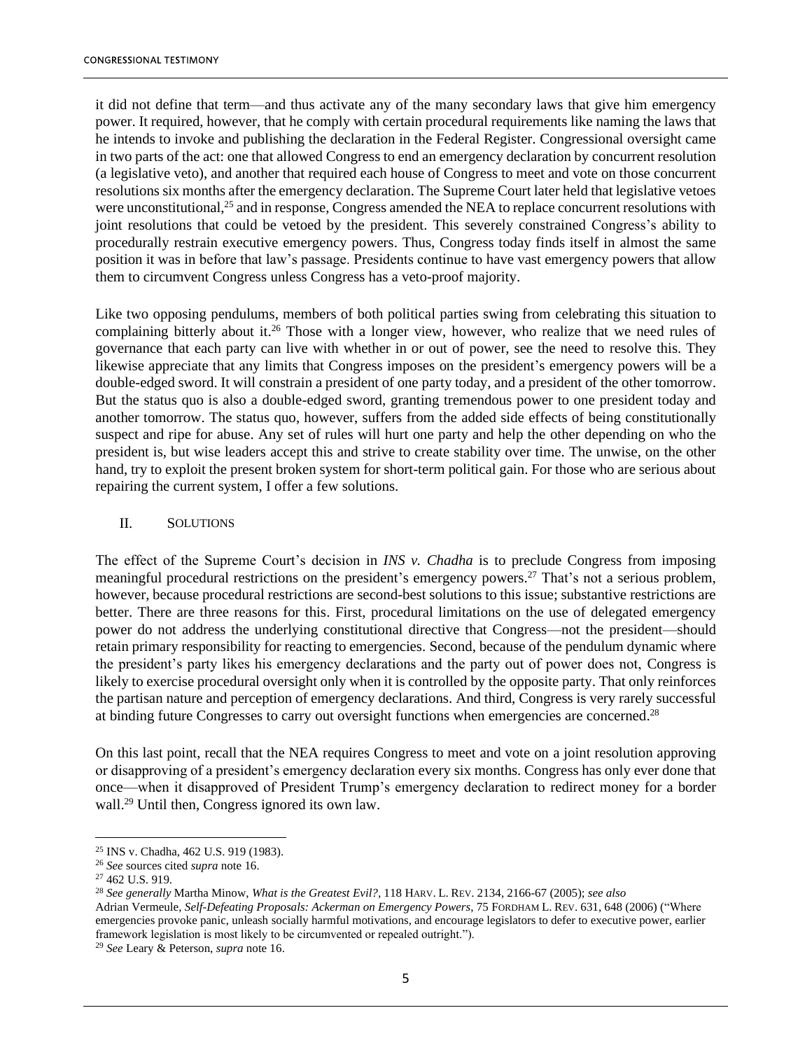it did not define that term—and thus activate any of the many secondary laws that give him emergency power. It required, however, that he comply with certain procedural requirements like naming the laws that he intends to invoke and publishing the declaration in the Federal Register. Congressional oversight came in two parts of the act: one that allowed Congress to end an emergency declaration by concurrent resolution (a legislative veto), and another that required each house of Congress to meet and vote on those concurrent resolutions six months after the emergency declaration. The Supreme Court later held that legislative vetoes were unconstitutional,[25] and in response, Congress amended the NEA to replace concurrent resolutions with joint resolutions that could be vetoed by the president. This severely constrained Congress's ability to procedurally restrain executive emergency powers. Thus, Congress today finds itself in almost the same position it was in before that law's passage. Presidents continue to have vast emergency powers that allow them to circumvent Congress unless Congress has a veto-proof majority.

Like two opposing pendulums, members of both political parties swing from celebrating this situation to complaining bitterly about it.[26] Those with a longer view, however, who realize that we need rules of governance that each party can live with whether in or out of power, see the need to resolve this. They likewise appreciate that any limits that Congress imposes on the president's emergency powers will be a double-edged sword. It will constrain a president of one party today, and a president of the other tomorrow. But the status quo is also a double-edged sword, granting tremendous power to one president today and another tomorrow. The status quo, however, suffers from the added side effects of being constitutionally suspect and ripe for abuse. Any set of rules will hurt one party and help the other depending on who the president is, but wise leaders accept this and strive to create stability over time. The unwise, on the other hand, try to exploit the present broken system for short-term political gain. For those who are serious about repairing the current system, I offer a few solutions.

## II. Solutions

The effect of the Supreme Court's decision in *INS v. Chadha* is to preclude Congress from imposing meaningful procedural restrictions on the president's emergency powers.[27] That's not a serious problem, however, because procedural restrictions are second-best solutions to this issue; substantive restrictions are better. There are three reasons for this. First, procedural limitations on the use of delegated emergency power do not address the underlying constitutional directive that Congress—not the president—should retain primary responsibility for reacting to emergencies. Second, because of the pendulum dynamic where the president's party likes his emergency declarations and the party out of power does not, Congress is likely to exercise procedural oversight only when it is controlled by the opposite party. That only reinforces the partisan nature and perception of emergency declarations. And third, Congress is very rarely successful at binding future Congresses to carry out oversight functions when emergencies are concerned.[28]

On this last point, recall that the NEA requires Congress to meet and vote on a joint resolution approving or disapproving of a president's emergency declaration every six months. Congress has only ever done that once—when it disapproved of President Trump's emergency declaration to redirect money for a border wall.[29] Until then, Congress ignored its own law.

---

[25] INS v. Chadha, 462 U.S. 919 (1983).

[26] *See* sources cited *supra* note 16.

[27] 462 U.S. 919.

[28] *See generally* Martha Minow, *What is the Greatest Evil?*, 118 Harv. L. Rev. 2134, 2166-67 (2005); *see also* Adrian Vermeule, *Self-Defeating Proposals: Ackerman on Emergency Powers*, 75 Fordham L. Rev. 631, 648 (2006) ("Where emergencies provoke panic, unleash socially harmful motivations, and encourage legislators to defer to executive power, earlier framework legislation is most likely to be circumvented or repealed outright.").

[29] *See* Leary & Peterson, *supra* note 16.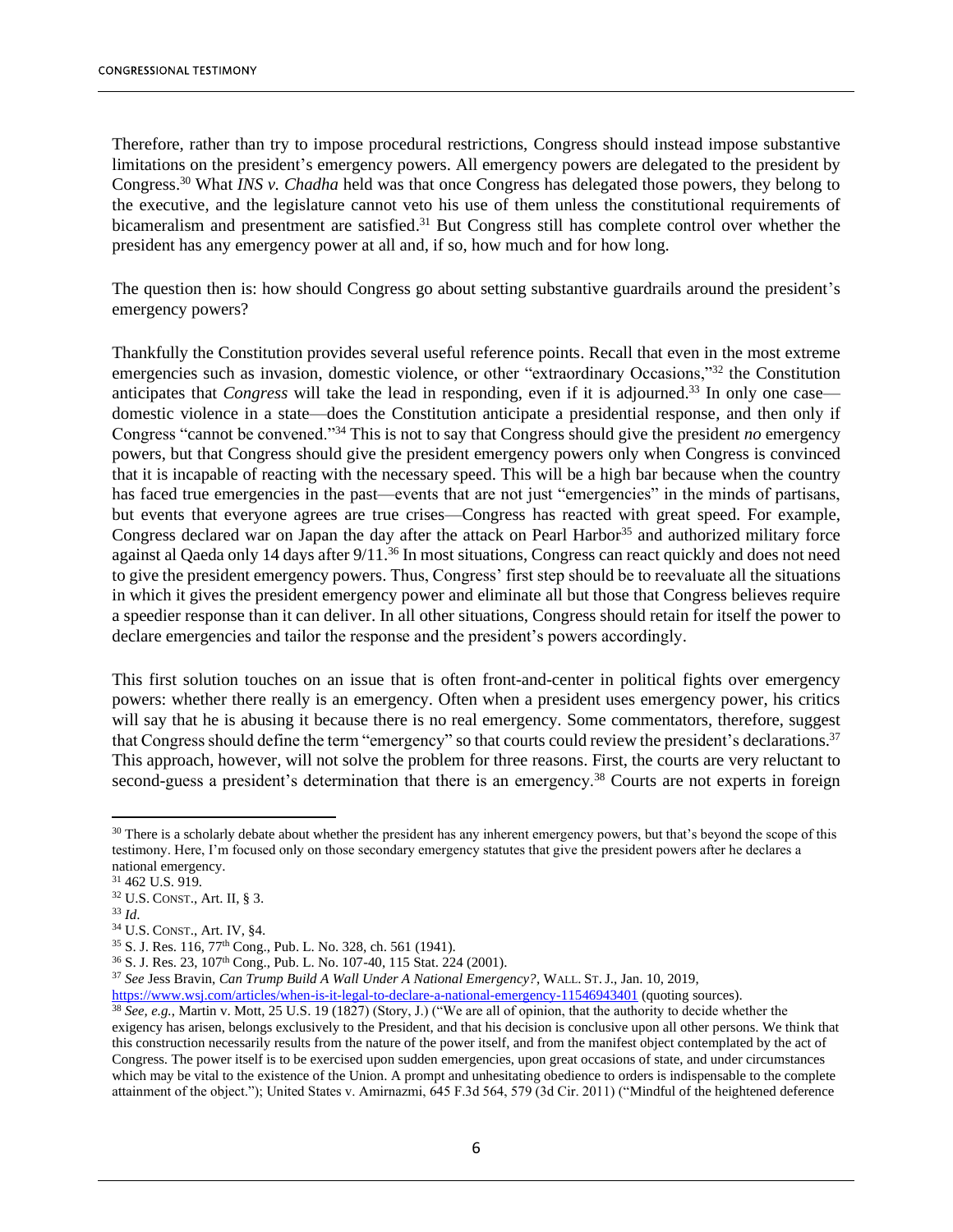Therefore, rather than try to impose procedural restrictions, Congress should instead impose substantive limitations on the president's emergency powers. All emergency powers are delegated to the president by Congress.[30] What *INS v. Chadha* held was that once Congress has delegated those powers, they belong to the executive, and the legislature cannot veto his use of them unless the constitutional requirements of bicameralism and presentment are satisfied.[31] But Congress still has complete control over whether the president has any emergency power at all and, if so, how much and for how long.

The question then is: how should Congress go about setting substantive guardrails around the president's emergency powers?

Thankfully the Constitution provides several useful reference points. Recall that even in the most extreme emergencies such as invasion, domestic violence, or other "extraordinary Occasions,"[32] the Constitution anticipates that *Congress* will take the lead in responding, even if it is adjourned.[33] In only one case—domestic violence in a state—does the Constitution anticipate a presidential response, and then only if Congress "cannot be convened."[34] This is not to say that Congress should give the president *no* emergency powers, but that Congress should give the president emergency powers only when Congress is convinced that it is incapable of reacting with the necessary speed. This will be a high bar because when the country has faced true emergencies in the past—events that are not just "emergencies" in the minds of partisans, but events that everyone agrees are true crises—Congress has reacted with great speed. For example, Congress declared war on Japan the day after the attack on Pearl Harbor[35] and authorized military force against al Qaeda only 14 days after 9/11.[36] In most situations, Congress can react quickly and does not need to give the president emergency powers. Thus, Congress' first step should be to reevaluate all the situations in which it gives the president emergency power and eliminate all but those that Congress believes require a speedier response than it can deliver. In all other situations, Congress should retain for itself the power to declare emergencies and tailor the response and the president's powers accordingly.

This first solution touches on an issue that is often front-and-center in political fights over emergency powers: whether there really is an emergency. Often when a president uses emergency power, his critics will say that he is abusing it because there is no real emergency. Some commentators, therefore, suggest that Congress should define the term "emergency" so that courts could review the president's declarations.[37] This approach, however, will not solve the problem for three reasons. First, the courts are very reluctant to second-guess a president's determination that there is an emergency.[38] Courts are not experts in foreign

---

[30] There is a scholarly debate about whether the president has any inherent emergency powers, but that's beyond the scope of this testimony. Here, I'm focused only on those secondary emergency statutes that give the president powers after he declares a national emergency.

[31] 462 U.S. 919.

[32] U.S. CONST., Art. II, § 3.

[33] *Id*.

[34] U.S. CONST., Art. IV, §4.

[35] S. J. Res. 116, 77th Cong., Pub. L. No. 328, ch. 561 (1941).

[36] S. J. Res. 23, 107th Cong., Pub. L. No. 107-40, 115 Stat. 224 (2001).

[37] *See* Jess Bravin, *Can Trump Build A Wall Under A National Emergency?*, WALL. ST. J., Jan. 10, 2019, https://www.wsj.com/articles/when-is-it-legal-to-declare-a-national-emergency-11546943401 (quoting sources).

[38] *See, e.g.*, Martin v. Mott, 25 U.S. 19 (1827) (Story, J.) ("We are all of opinion, that the authority to decide whether the exigency has arisen, belongs exclusively to the President, and that his decision is conclusive upon all other persons. We think that this construction necessarily results from the nature of the power itself, and from the manifest object contemplated by the act of Congress. The power itself is to be exercised upon sudden emergencies, upon great occasions of state, and under circumstances which may be vital to the existence of the Union. A prompt and unhesitating obedience to orders is indispensable to the complete attainment of the object."); United States v. Amirnazmi, 645 F.3d 564, 579 (3d Cir. 2011) ("Mindful of the heightened deference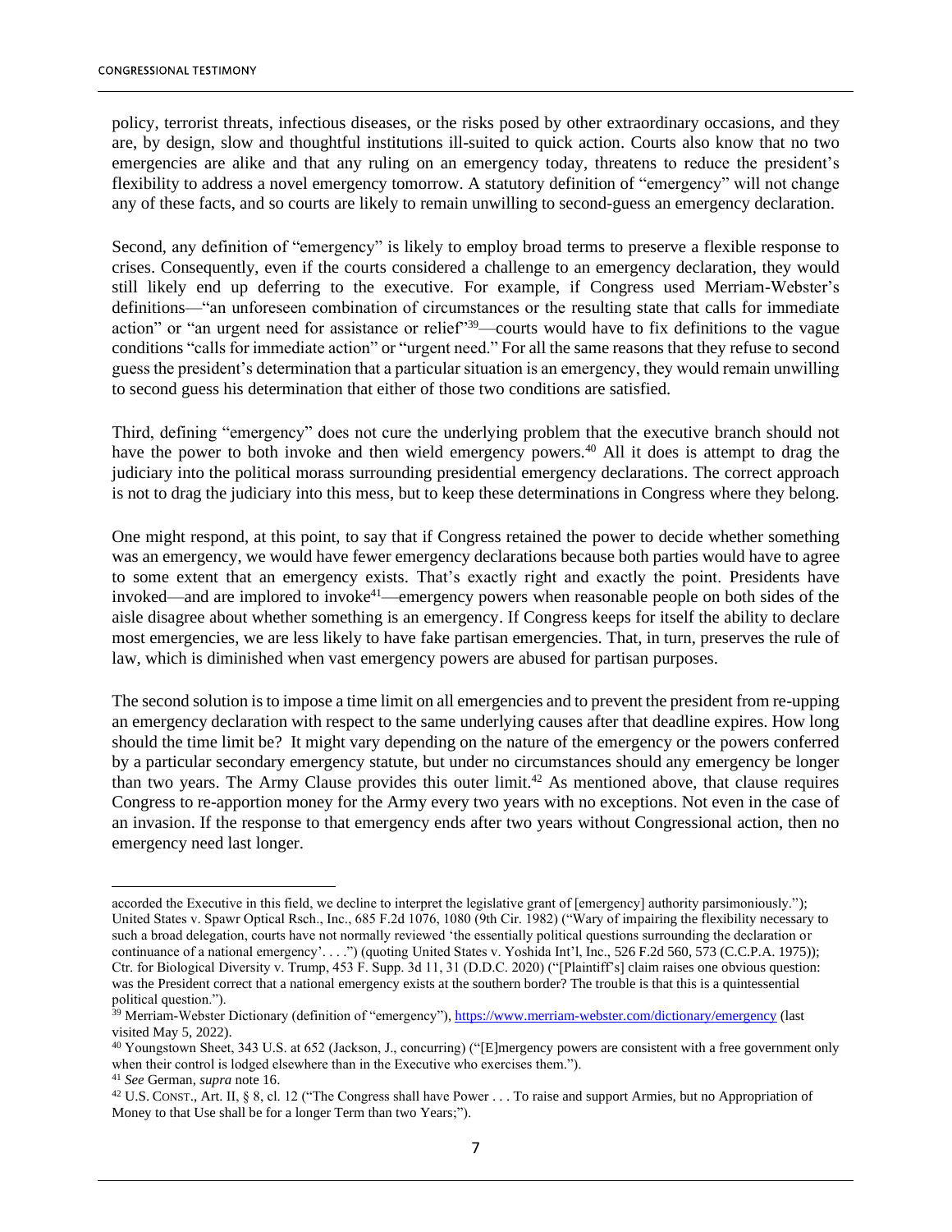policy, terrorist threats, infectious diseases, or the risks posed by other extraordinary occasions, and they are, by design, slow and thoughtful institutions ill-suited to quick action. Courts also know that no two emergencies are alike and that any ruling on an emergency today, threatens to reduce the president's flexibility to address a novel emergency tomorrow. A statutory definition of "emergency" will not change any of these facts, and so courts are likely to remain unwilling to second-guess an emergency declaration.

Second, any definition of "emergency" is likely to employ broad terms to preserve a flexible response to crises. Consequently, even if the courts considered a challenge to an emergency declaration, they would still likely end up deferring to the executive. For example, if Congress used Merriam-Webster's definitions—"an unforeseen combination of circumstances or the resulting state that calls for immediate action" or "an urgent need for assistance or relief"[39]—courts would have to fix definitions to the vague conditions "calls for immediate action" or "urgent need." For all the same reasons that they refuse to second guess the president's determination that a particular situation is an emergency, they would remain unwilling to second guess his determination that either of those two conditions are satisfied.

Third, defining "emergency" does not cure the underlying problem that the executive branch should not have the power to both invoke and then wield emergency powers.[40] All it does is attempt to drag the judiciary into the political morass surrounding presidential emergency declarations. The correct approach is not to drag the judiciary into this mess, but to keep these determinations in Congress where they belong.

One might respond, at this point, to say that if Congress retained the power to decide whether something was an emergency, we would have fewer emergency declarations because both parties would have to agree to some extent that an emergency exists. That's exactly right and exactly the point. Presidents have invoked—and are implored to invoke[41]—emergency powers when reasonable people on both sides of the aisle disagree about whether something is an emergency. If Congress keeps for itself the ability to declare most emergencies, we are less likely to have fake partisan emergencies. That, in turn, preserves the rule of law, which is diminished when vast emergency powers are abused for partisan purposes.

The second solution is to impose a time limit on all emergencies and to prevent the president from re-upping an emergency declaration with respect to the same underlying causes after that deadline expires. How long should the time limit be? It might vary depending on the nature of the emergency or the powers conferred by a particular secondary emergency statute, but under no circumstances should any emergency be longer than two years. The Army Clause provides this outer limit.[42] As mentioned above, that clause requires Congress to re-apportion money for the Army every two years with no exceptions. Not even in the case of an invasion. If the response to that emergency ends after two years without Congressional action, then no emergency need last longer.

---

accorded the Executive in this field, we decline to interpret the legislative grant of [emergency] authority parsimoniously."); United States v. Spawr Optical Rsch., Inc., 685 F.2d 1076, 1080 (9th Cir. 1982) ("Wary of impairing the flexibility necessary to such a broad delegation, courts have not normally reviewed 'the essentially political questions surrounding the declaration or continuance of a national emergency'. . . .") (quoting United States v. Yoshida Int'l, Inc., 526 F.2d 560, 573 (C.C.P.A. 1975)); Ctr. for Biological Diversity v. Trump, 453 F. Supp. 3d 11, 31 (D.D.C. 2020) ("[Plaintiff's] claim raises one obvious question: was the President correct that a national emergency exists at the southern border? The trouble is that this is a quintessential political question.").

[39] Merriam-Webster Dictionary (definition of "emergency"), https://www.merriam-webster.com/dictionary/emergency (last visited May 5, 2022).

[40] Youngstown Sheet, 343 U.S. at 652 (Jackson, J., concurring) ("[E]mergency powers are consistent with a free government only when their control is lodged elsewhere than in the Executive who exercises them.").

[41] *See* German, *supra* note 16.

[42] U.S. CONST., Art. II, § 8, cl. 12 ("The Congress shall have Power . . . To raise and support Armies, but no Appropriation of Money to that Use shall be for a longer Term than two Years;").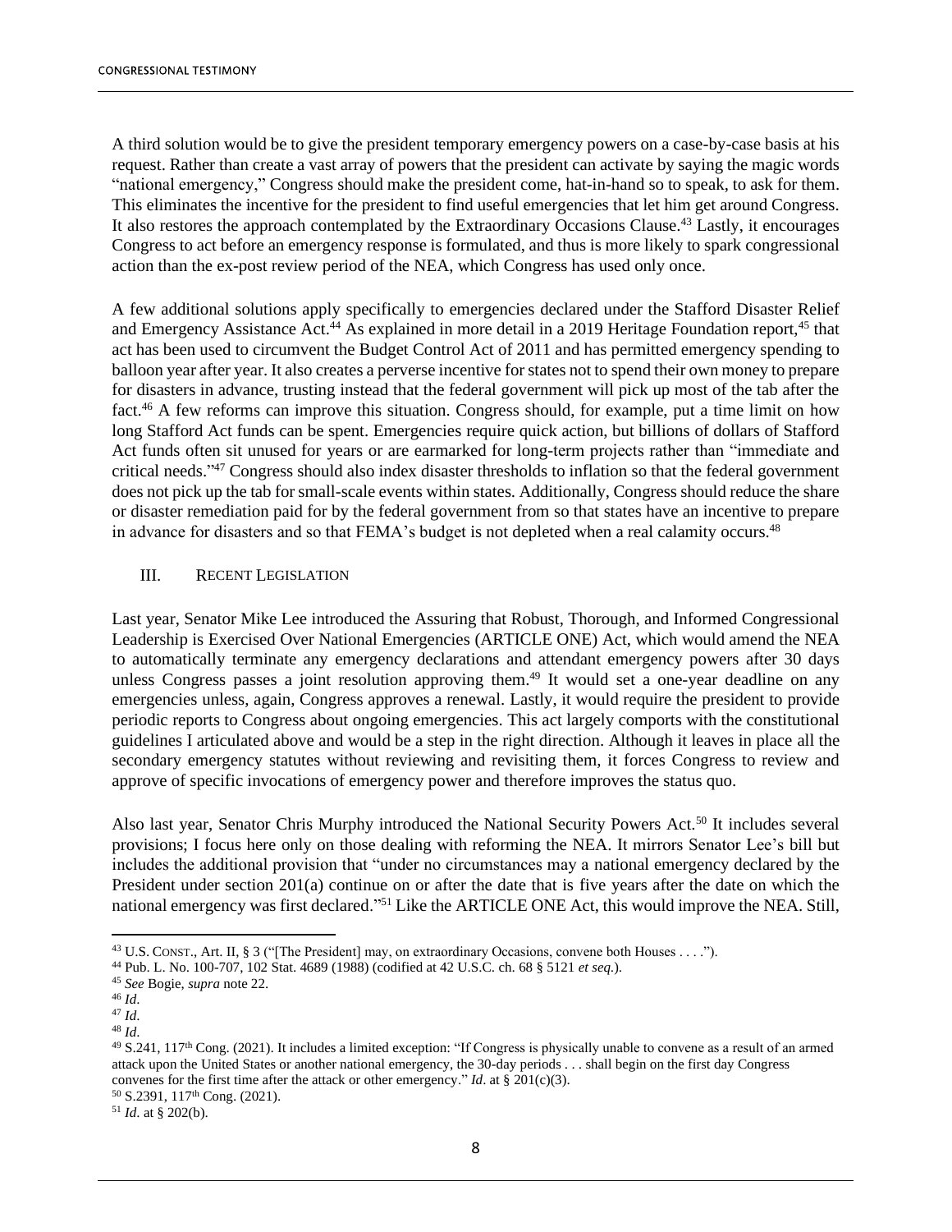A third solution would be to give the president temporary emergency powers on a case-by-case basis at his request. Rather than create a vast array of powers that the president can activate by saying the magic words "national emergency," Congress should make the president come, hat-in-hand so to speak, to ask for them. This eliminates the incentive for the president to find useful emergencies that let him get around Congress. It also restores the approach contemplated by the Extraordinary Occasions Clause.[43] Lastly, it encourages Congress to act before an emergency response is formulated, and thus is more likely to spark congressional action than the ex-post review period of the NEA, which Congress has used only once.

A few additional solutions apply specifically to emergencies declared under the Stafford Disaster Relief and Emergency Assistance Act.[44] As explained in more detail in a 2019 Heritage Foundation report,[45] that act has been used to circumvent the Budget Control Act of 2011 and has permitted emergency spending to balloon year after year. It also creates a perverse incentive for states not to spend their own money to prepare for disasters in advance, trusting instead that the federal government will pick up most of the tab after the fact.[46] A few reforms can improve this situation. Congress should, for example, put a time limit on how long Stafford Act funds can be spent. Emergencies require quick action, but billions of dollars of Stafford Act funds often sit unused for years or are earmarked for long-term projects rather than "immediate and critical needs."[47] Congress should also index disaster thresholds to inflation so that the federal government does not pick up the tab for small-scale events within states. Additionally, Congress should reduce the share or disaster remediation paid for by the federal government from so that states have an incentive to prepare in advance for disasters and so that FEMA's budget is not depleted when a real calamity occurs.[48]

## III. Recent Legislation

Last year, Senator Mike Lee introduced the Assuring that Robust, Thorough, and Informed Congressional Leadership is Exercised Over National Emergencies (ARTICLE ONE) Act, which would amend the NEA to automatically terminate any emergency declarations and attendant emergency powers after 30 days unless Congress passes a joint resolution approving them.[49] It would set a one-year deadline on any emergencies unless, again, Congress approves a renewal. Lastly, it would require the president to provide periodic reports to Congress about ongoing emergencies. This act largely comports with the constitutional guidelines I articulated above and would be a step in the right direction. Although it leaves in place all the secondary emergency statutes without reviewing and revisiting them, it forces Congress to review and approve of specific invocations of emergency power and therefore improves the status quo.

Also last year, Senator Chris Murphy introduced the National Security Powers Act.[50] It includes several provisions; I focus here only on those dealing with reforming the NEA. It mirrors Senator Lee's bill but includes the additional provision that "under no circumstances may a national emergency declared by the President under section 201(a) continue on or after the date that is five years after the date on which the national emergency was first declared."[51] Like the ARTICLE ONE Act, this would improve the NEA. Still,

---

[43] U.S. Const., Art. II, § 3 ("[The President] may, on extraordinary Occasions, convene both Houses . . . .").

[44] Pub. L. No. 100-707, 102 Stat. 4689 (1988) (codified at 42 U.S.C. ch. 68 § 5121 *et seq.*).

[45] *See* Bogie, *supra* note 22.

[46] *Id*.

[47] *Id*.

[48] *Id*.

[49] S.241, 117th Cong. (2021). It includes a limited exception: "If Congress is physically unable to convene as a result of an armed attack upon the United States or another national emergency, the 30-day periods . . . shall begin on the first day Congress convenes for the first time after the attack or other emergency." *Id*. at § 201(c)(3).

[50] S.2391, 117th Cong. (2021).

[51] *Id*. at § 202(b).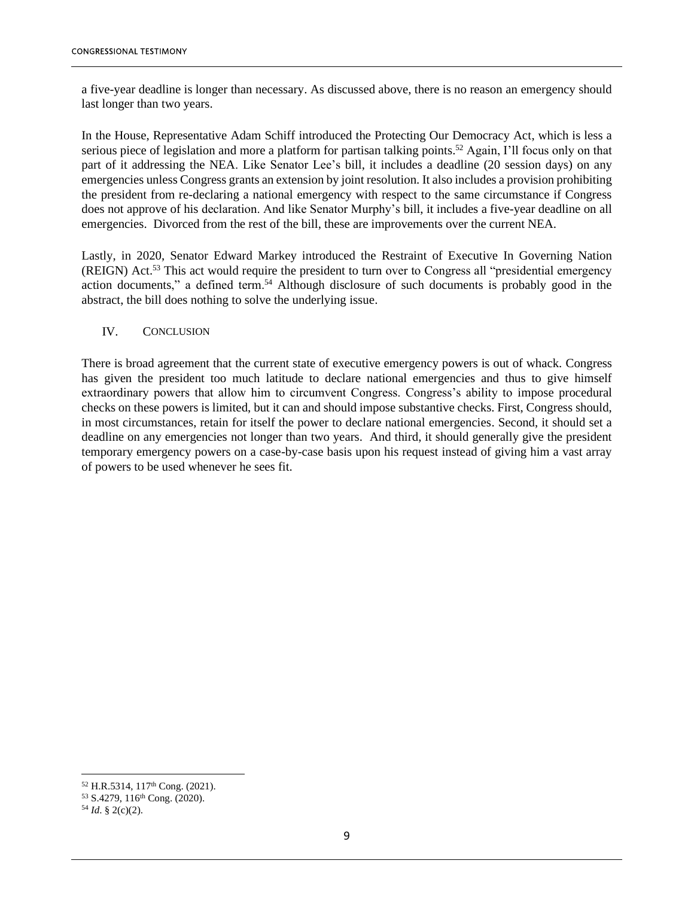a five-year deadline is longer than necessary. As discussed above, there is no reason an emergency should last longer than two years.

In the House, Representative Adam Schiff introduced the Protecting Our Democracy Act, which is less a serious piece of legislation and more a platform for partisan talking points.[52] Again, I'll focus only on that part of it addressing the NEA. Like Senator Lee's bill, it includes a deadline (20 session days) on any emergencies unless Congress grants an extension by joint resolution. It also includes a provision prohibiting the president from re-declaring a national emergency with respect to the same circumstance if Congress does not approve of his declaration. And like Senator Murphy's bill, it includes a five-year deadline on all emergencies. Divorced from the rest of the bill, these are improvements over the current NEA.

Lastly, in 2020, Senator Edward Markey introduced the Restraint of Executive In Governing Nation (REIGN) Act.[53] This act would require the president to turn over to Congress all "presidential emergency action documents," a defined term.[54] Although disclosure of such documents is probably good in the abstract, the bill does nothing to solve the underlying issue.

## IV. CONCLUSION

There is broad agreement that the current state of executive emergency powers is out of whack. Congress has given the president too much latitude to declare national emergencies and thus to give himself extraordinary powers that allow him to circumvent Congress. Congress's ability to impose procedural checks on these powers is limited, but it can and should impose substantive checks. First, Congress should, in most circumstances, retain for itself the power to declare national emergencies. Second, it should set a deadline on any emergencies not longer than two years. And third, it should generally give the president temporary emergency powers on a case-by-case basis upon his request instead of giving him a vast array of powers to be used whenever he sees fit.

---

[52] H.R.5314, 117th Cong. (2021).

[53] S.4279, 116th Cong. (2020).

[54] *Id*. § 2(c)(2).